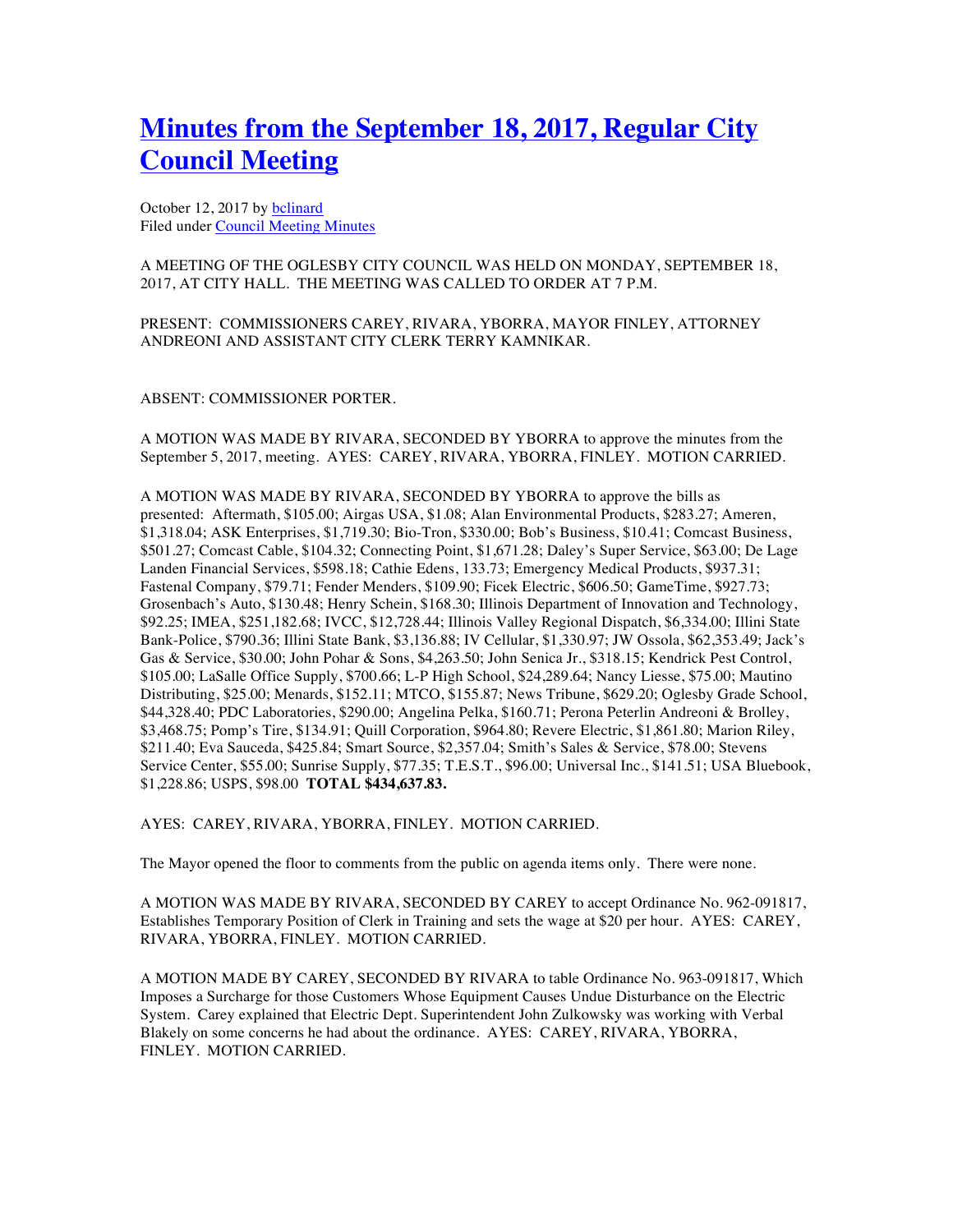# [Minutes from the September 18, 2017, Regular City Council Meeting]()

October 12, 2017 by [bclinard]()
Filed under [Council Meeting Minutes]()

A MEETING OF THE OGLESBY CITY COUNCIL WAS HELD ON MONDAY, SEPTEMBER 18, 2017, AT CITY HALL. THE MEETING WAS CALLED TO ORDER AT 7 P.M.

PRESENT: COMMISSIONERS CAREY, RIVARA, YBORRA, MAYOR FINLEY, ATTORNEY ANDREONI AND ASSISTANT CITY CLERK TERRY KAMNIKAR.

ABSENT: COMMISSIONER PORTER.

A MOTION WAS MADE BY RIVARA, SECONDED BY YBORRA to approve the minutes from the September 5, 2017, meeting. AYES: CAREY, RIVARA, YBORRA, FINLEY. MOTION CARRIED.

A MOTION WAS MADE BY RIVARA, SECONDED BY YBORRA to approve the bills as presented: Aftermath, $105.00; Airgas USA, $1.08; Alan Environmental Products, $283.27; Ameren, $1,318.04; ASK Enterprises, $1,719.30; Bio-Tron, $330.00; Bob's Business, $10.41; Comcast Business, $501.27; Comcast Cable, $104.32; Connecting Point, $1,671.28; Daley's Super Service, $63.00; De Lage Landen Financial Services, $598.18; Cathie Edens, 133.73; Emergency Medical Products, $937.31; Fastenal Company, $79.71; Fender Menders, $109.90; Ficek Electric, $606.50; GameTime, $927.73; Grosenbach's Auto, $130.48; Henry Schein, $168.30; Illinois Department of Innovation and Technology, $92.25; IMEA, $251,182.68; IVCC, $12,728.44; Illinois Valley Regional Dispatch, $6,334.00; Illini State Bank-Police, $790.36; Illini State Bank, $3,136.88; IV Cellular, $1,330.97; JW Ossola, $62,353.49; Jack's Gas & Service, $30.00; John Pohar & Sons, $4,263.50; John Senica Jr., $318.15; Kendrick Pest Control, $105.00; LaSalle Office Supply, $700.66; L-P High School, $24,289.64; Nancy Liesse, $75.00; Mautino Distributing, $25.00; Menards, $152.11; MTCO, $155.87; News Tribune, $629.20; Oglesby Grade School, $44,328.40; PDC Laboratories, $290.00; Angelina Pelka, $160.71; Perona Peterlin Andreoni & Brolley, $3,468.75; Pomp's Tire, $134.91; Quill Corporation, $964.80; Revere Electric, $1,861.80; Marion Riley, $211.40; Eva Sauceda, $425.84; Smart Source, $2,357.04; Smith's Sales & Service, $78.00; Stevens Service Center, $55.00; Sunrise Supply, $77.35; T.E.S.T., $96.00; Universal Inc., $141.51; USA Bluebook, $1,228.86; USPS, $98.00 **TOTAL $434,637.83.**

AYES: CAREY, RIVARA, YBORRA, FINLEY. MOTION CARRIED.

The Mayor opened the floor to comments from the public on agenda items only. There were none.

A MOTION WAS MADE BY RIVARA, SECONDED BY CAREY to accept Ordinance No. 962-091817, Establishes Temporary Position of Clerk in Training and sets the wage at $20 per hour. AYES: CAREY, RIVARA, YBORRA, FINLEY. MOTION CARRIED.

A MOTION MADE BY CAREY, SECONDED BY RIVARA to table Ordinance No. 963-091817, Which Imposes a Surcharge for those Customers Whose Equipment Causes Undue Disturbance on the Electric System. Carey explained that Electric Dept. Superintendent John Zulkowsky was working with Verbal Blakely on some concerns he had about the ordinance. AYES: CAREY, RIVARA, YBORRA, FINLEY. MOTION CARRIED.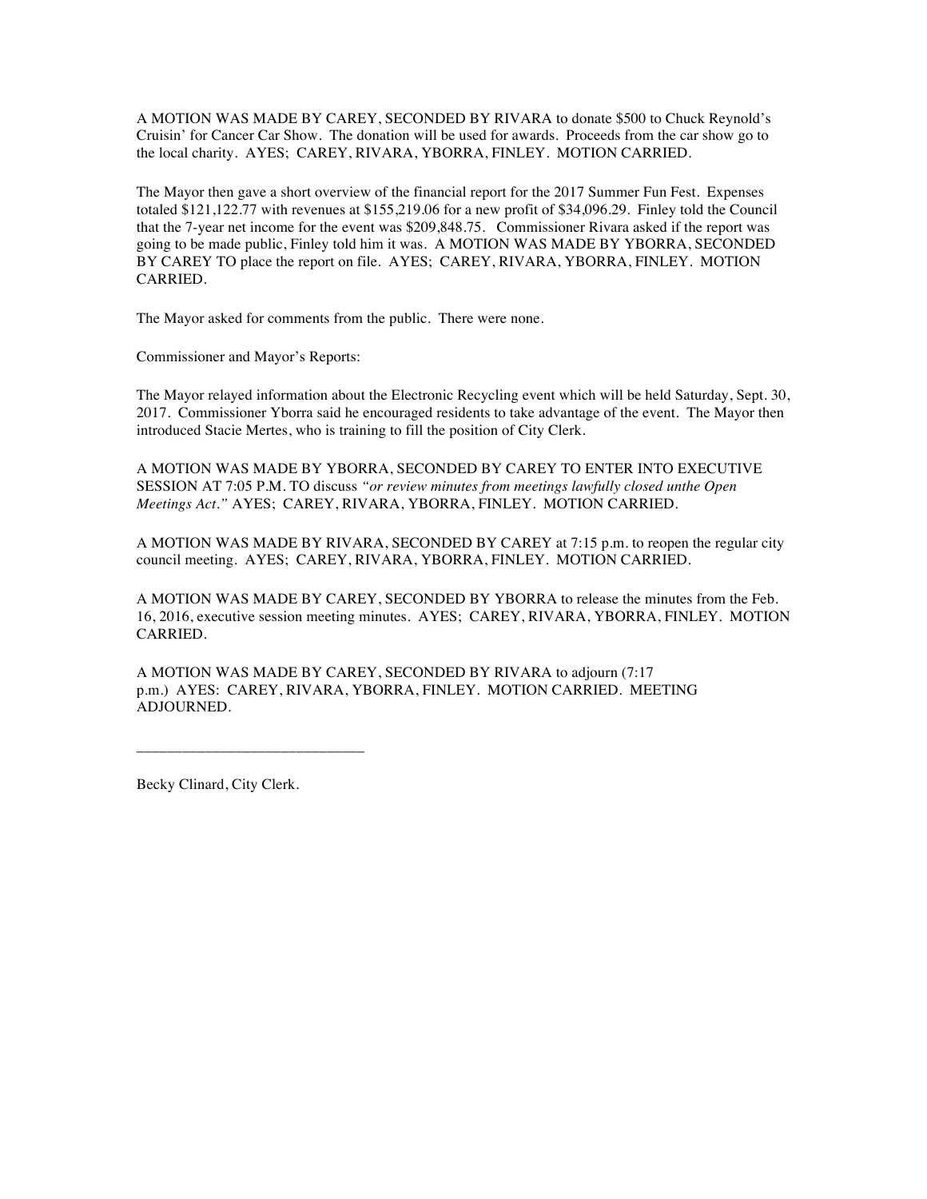A MOTION WAS MADE BY CAREY, SECONDED BY RIVARA to donate $500 to Chuck Reynold's Cruisin' for Cancer Car Show. The donation will be used for awards. Proceeds from the car show go to the local charity. AYES; CAREY, RIVARA, YBORRA, FINLEY. MOTION CARRIED.

The Mayor then gave a short overview of the financial report for the 2017 Summer Fun Fest. Expenses totaled $121,122.77 with revenues at $155,219.06 for a new profit of $34,096.29. Finley told the Council that the 7-year net income for the event was $209,848.75. Commissioner Rivara asked if the report was going to be made public, Finley told him it was. A MOTION WAS MADE BY YBORRA, SECONDED BY CAREY TO place the report on file. AYES; CAREY, RIVARA, YBORRA, FINLEY. MOTION CARRIED.

The Mayor asked for comments from the public. There were none.

Commissioner and Mayor's Reports:

The Mayor relayed information about the Electronic Recycling event which will be held Saturday, Sept. 30, 2017. Commissioner Yborra said he encouraged residents to take advantage of the event. The Mayor then introduced Stacie Mertes, who is training to fill the position of City Clerk.

A MOTION WAS MADE BY YBORRA, SECONDED BY CAREY TO ENTER INTO EXECUTIVE SESSION AT 7:05 P.M. TO discuss *"or review minutes from meetings lawfully closed unthe Open Meetings Act."* AYES; CAREY, RIVARA, YBORRA, FINLEY. MOTION CARRIED.

A MOTION WAS MADE BY RIVARA, SECONDED BY CAREY at 7:15 p.m. to reopen the regular city council meeting. AYES; CAREY, RIVARA, YBORRA, FINLEY. MOTION CARRIED.

A MOTION WAS MADE BY CAREY, SECONDED BY YBORRA to release the minutes from the Feb. 16, 2016, executive session meeting minutes. AYES; CAREY, RIVARA, YBORRA, FINLEY. MOTION CARRIED.

A MOTION WAS MADE BY CAREY, SECONDED BY RIVARA to adjourn (7:17 p.m.) AYES: CAREY, RIVARA, YBORRA, FINLEY. MOTION CARRIED. MEETING ADJOURNED.

______________________________

Becky Clinard, City Clerk.